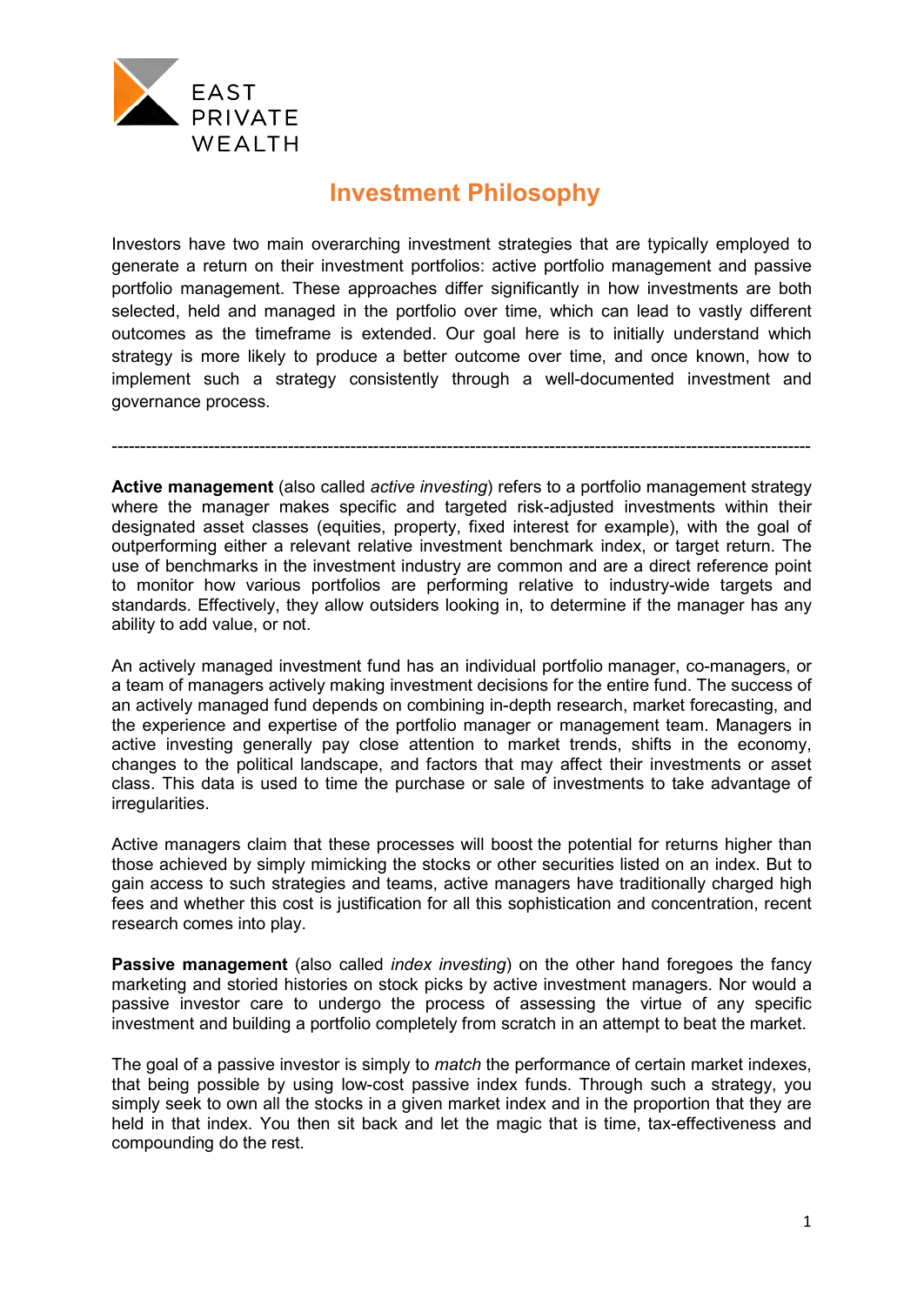EAST
PRIVATE
WEALTH

# Investment Philosophy

Investors have two main overarching investment strategies that are typically employed to generate a return on their investment portfolios: active portfolio management and passive portfolio management. These approaches differ significantly in how investments are both selected, held and managed in the portfolio over time, which can lead to vastly different outcomes as the timeframe is extended. Our goal here is to initially understand which strategy is more likely to produce a better outcome over time, and once known, how to implement such a strategy consistently through a well-documented investment and governance process.

---

**Active management** (also called *active investing*) refers to a portfolio management strategy where the manager makes specific and targeted risk-adjusted investments within their designated asset classes (equities, property, fixed interest for example), with the goal of outperforming either a relevant relative investment benchmark index, or target return. The use of benchmarks in the investment industry are common and are a direct reference point to monitor how various portfolios are performing relative to industry-wide targets and standards. Effectively, they allow outsiders looking in, to determine if the manager has any ability to add value, or not.

An actively managed investment fund has an individual portfolio manager, co-managers, or a team of managers actively making investment decisions for the entire fund. The success of an actively managed fund depends on combining in-depth research, market forecasting, and the experience and expertise of the portfolio manager or management team. Managers in active investing generally pay close attention to market trends, shifts in the economy, changes to the political landscape, and factors that may affect their investments or asset class. This data is used to time the purchase or sale of investments to take advantage of irregularities.

Active managers claim that these processes will boost the potential for returns higher than those achieved by simply mimicking the stocks or other securities listed on an index. But to gain access to such strategies and teams, active managers have traditionally charged high fees and whether this cost is justification for all this sophistication and concentration, recent research comes into play.

**Passive management** (also called *index investing*) on the other hand foregoes the fancy marketing and storied histories on stock picks by active investment managers. Nor would a passive investor care to undergo the process of assessing the virtue of any specific investment and building a portfolio completely from scratch in an attempt to beat the market.

The goal of a passive investor is simply to *match* the performance of certain market indexes, that being possible by using low-cost passive index funds. Through such a strategy, you simply seek to own all the stocks in a given market index and in the proportion that they are held in that index. You then sit back and let the magic that is time, tax-effectiveness and compounding do the rest.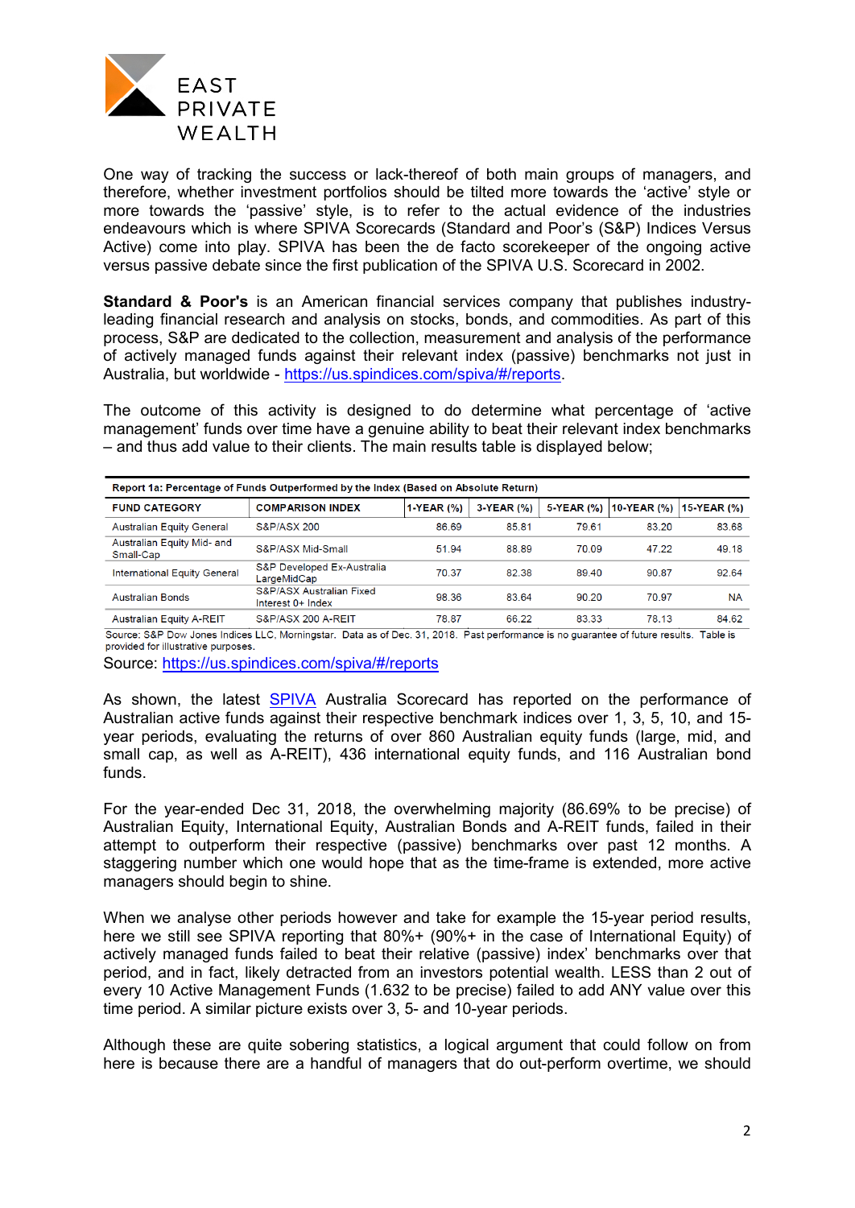EAST PRIVATE WEALTH

One way of tracking the success or lack-thereof of both main groups of managers, and therefore, whether investment portfolios should be tilted more towards the 'active' style or more towards the 'passive' style, is to refer to the actual evidence of the industries endeavours which is where SPIVA Scorecards (Standard and Poor's (S&P) Indices Versus Active) come into play. SPIVA has been the de facto scorekeeper of the ongoing active versus passive debate since the first publication of the SPIVA U.S. Scorecard in 2002.

**Standard & Poor's** is an American financial services company that publishes industry-leading financial research and analysis on stocks, bonds, and commodities. As part of this process, S&P are dedicated to the collection, measurement and analysis of the performance of actively managed funds against their relevant index (passive) benchmarks not just in Australia, but worldwide - https://us.spindices.com/spiva/#/reports.

The outcome of this activity is designed to do determine what percentage of 'active management' funds over time have a genuine ability to beat their relevant index benchmarks – and thus add value to their clients. The main results table is displayed below;

**Report 1a: Percentage of Funds Outperformed by the Index (Based on Absolute Return)**

| FUND CATEGORY | COMPARISON INDEX | 1-YEAR (%) | 3-YEAR (%) | 5-YEAR (%) | 10-YEAR (%) | 15-YEAR (%) |
|---|---|---|---|---|---|---|
| Australian Equity General | S&P/ASX 200 | 86.69 | 85.81 | 79.61 | 83.20 | 83.68 |
| Australian Equity Mid- and Small-Cap | S&P/ASX Mid-Small | 51.94 | 88.89 | 70.09 | 47.22 | 49.18 |
| International Equity General | S&P Developed Ex-Australia LargeMidCap | 70.37 | 82.38 | 89.40 | 90.87 | 92.64 |
| Australian Bonds | S&P/ASX Australian Fixed Interest 0+ Index | 98.36 | 83.64 | 90.20 | 70.97 | NA |
| Australian Equity A-REIT | S&P/ASX 200 A-REIT | 78.87 | 66.22 | 83.33 | 78.13 | 84.62 |

Source: S&P Dow Jones Indices LLC, Morningstar. Data as of Dec. 31, 2018. Past performance is no guarantee of future results. Table is provided for illustrative purposes.

Source: https://us.spindices.com/spiva/#/reports

As shown, the latest SPIVA Australia Scorecard has reported on the performance of Australian active funds against their respective benchmark indices over 1, 3, 5, 10, and 15-year periods, evaluating the returns of over 860 Australian equity funds (large, mid, and small cap, as well as A-REIT), 436 international equity funds, and 116 Australian bond funds.

For the year-ended Dec 31, 2018, the overwhelming majority (86.69% to be precise) of Australian Equity, International Equity, Australian Bonds and A-REIT funds, failed in their attempt to outperform their respective (passive) benchmarks over past 12 months. A staggering number which one would hope that as the time-frame is extended, more active managers should begin to shine.

When we analyse other periods however and take for example the 15-year period results, here we still see SPIVA reporting that 80%+ (90%+ in the case of International Equity) of actively managed funds failed to beat their relative (passive) index' benchmarks over that period, and in fact, likely detracted from an investors potential wealth. LESS than 2 out of every 10 Active Management Funds (1.632 to be precise) failed to add ANY value over this time period. A similar picture exists over 3, 5- and 10-year periods.

Although these are quite sobering statistics, a logical argument that could follow on from here is because there are a handful of managers that do out-perform overtime, we should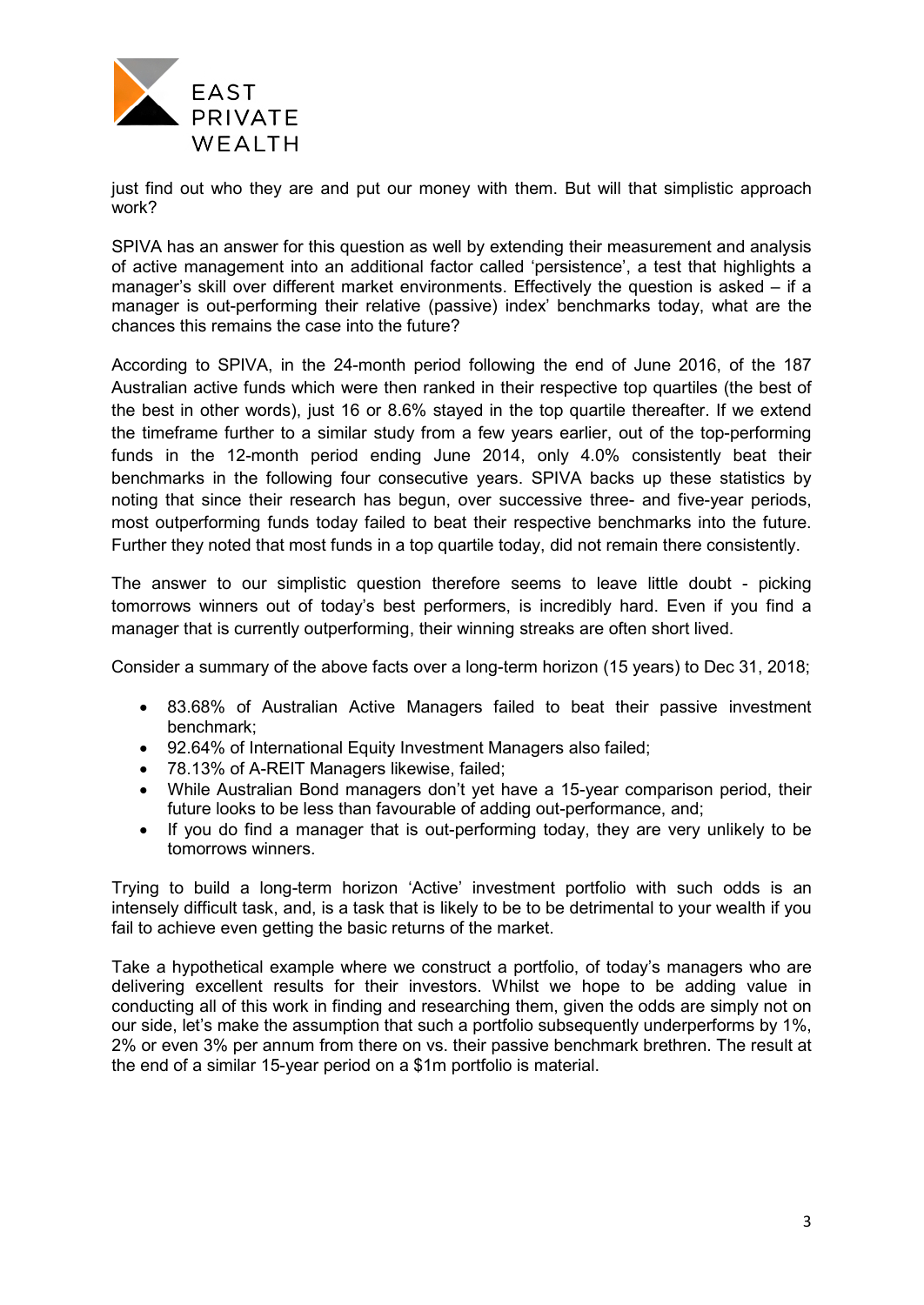just find out who they are and put our money with them. But will that simplistic approach work?

SPIVA has an answer for this question as well by extending their measurement and analysis of active management into an additional factor called 'persistence', a test that highlights a manager's skill over different market environments. Effectively the question is asked – if a manager is out-performing their relative (passive) index' benchmarks today, what are the chances this remains the case into the future?

According to SPIVA, in the 24-month period following the end of June 2016, of the 187 Australian active funds which were then ranked in their respective top quartiles (the best of the best in other words), just 16 or 8.6% stayed in the top quartile thereafter. If we extend the timeframe further to a similar study from a few years earlier, out of the top-performing funds in the 12-month period ending June 2014, only 4.0% consistently beat their benchmarks in the following four consecutive years. SPIVA backs up these statistics by noting that since their research has begun, over successive three- and five-year periods, most outperforming funds today failed to beat their respective benchmarks into the future. Further they noted that most funds in a top quartile today, did not remain there consistently.

The answer to our simplistic question therefore seems to leave little doubt - picking tomorrows winners out of today's best performers, is incredibly hard. Even if you find a manager that is currently outperforming, their winning streaks are often short lived.

Consider a summary of the above facts over a long-term horizon (15 years) to Dec 31, 2018;

- 83.68% of Australian Active Managers failed to beat their passive investment benchmark;
- 92.64% of International Equity Investment Managers also failed;
- 78.13% of A-REIT Managers likewise, failed;
- While Australian Bond managers don't yet have a 15-year comparison period, their future looks to be less than favourable of adding out-performance, and;
- If you do find a manager that is out-performing today, they are very unlikely to be tomorrows winners.

Trying to build a long-term horizon 'Active' investment portfolio with such odds is an intensely difficult task, and, is a task that is likely to be to be detrimental to your wealth if you fail to achieve even getting the basic returns of the market.

Take a hypothetical example where we construct a portfolio, of today's managers who are delivering excellent results for their investors. Whilst we hope to be adding value in conducting all of this work in finding and researching them, given the odds are simply not on our side, let's make the assumption that such a portfolio subsequently underperforms by 1%, 2% or even 3% per annum from there on vs. their passive benchmark brethren. The result at the end of a similar 15-year period on a $1m portfolio is material.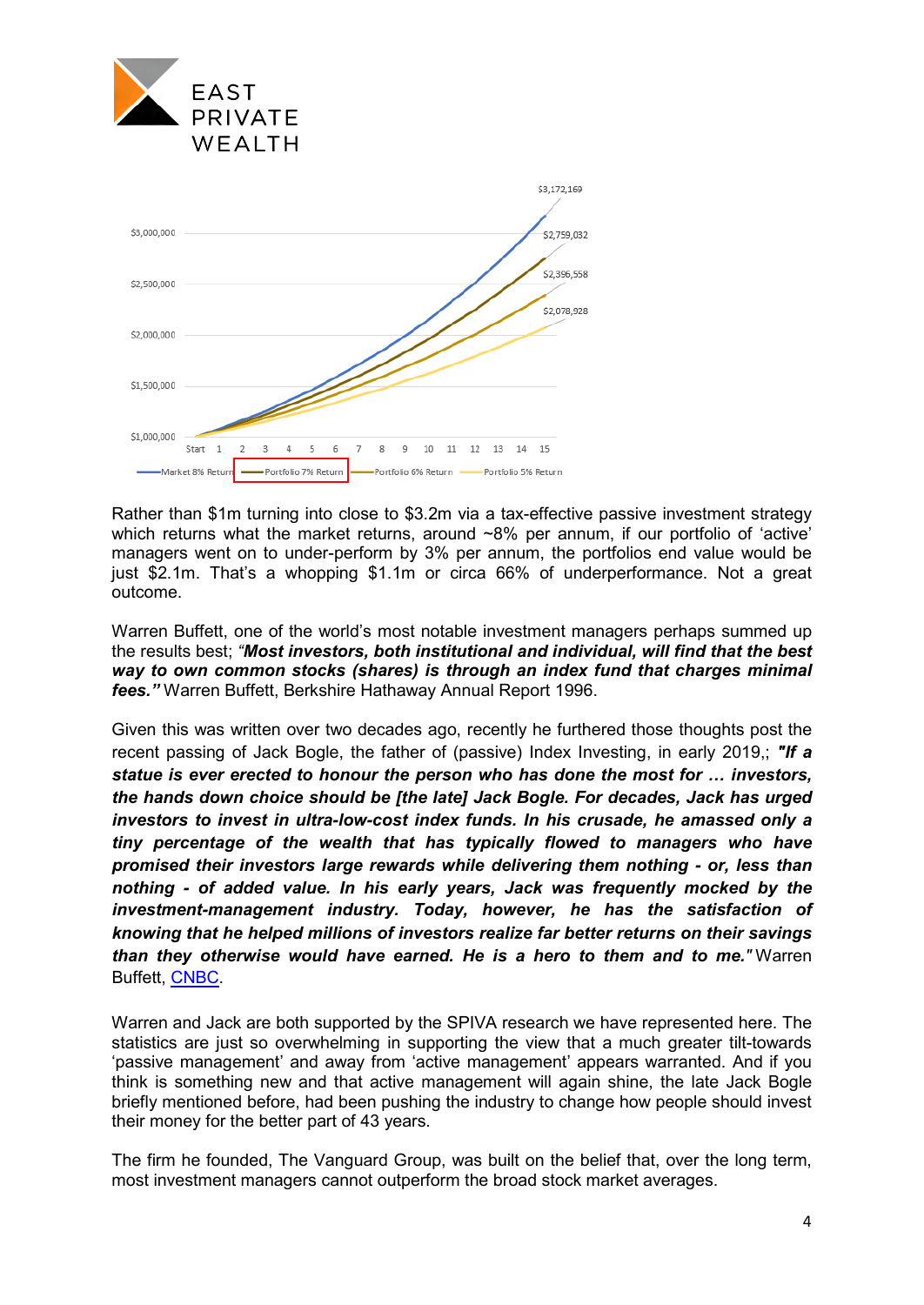Rather than $1m turning into close to $3.2m via a tax-effective passive investment strategy which returns what the market returns, around ~8% per annum, if our portfolio of 'active' managers went on to under-perform by 3% per annum, the portfolios end value would be just $2.1m. That's a whopping $1.1m or circa 66% of underperformance. Not a great outcome.

Warren Buffett, one of the world's most notable investment managers perhaps summed up the results best; *"**Most investors, both institutional and individual, will find that the best way to own common stocks (shares) is through an index fund that charges minimal fees.**"* Warren Buffett, Berkshire Hathaway Annual Report 1996.

Given this was written over two decades ago, recently he furthered those thoughts post the recent passing of Jack Bogle, the father of (passive) Index Investing, in early 2019,; ***"If a statue is ever erected to honour the person who has done the most for … investors, the hands down choice should be [the late] Jack Bogle. For decades, Jack has urged investors to invest in ultra-low-cost index funds. In his crusade, he amassed only a tiny percentage of the wealth that has typically flowed to managers who have promised their investors large rewards while delivering them nothing - or, less than nothing - of added value. In his early years, Jack was frequently mocked by the investment-management industry. Today, however, he has the satisfaction of knowing that he helped millions of investors realize far better returns on their savings than they otherwise would have earned. He is a hero to them and to me."*** Warren Buffett, CNBC.

Warren and Jack are both supported by the SPIVA research we have represented here. The statistics are just so overwhelming in supporting the view that a much greater tilt-towards 'passive management' and away from 'active management' appears warranted. And if you think is something new and that active management will again shine, the late Jack Bogle briefly mentioned before, had been pushing the industry to change how people should invest their money for the better part of 43 years.

The firm he founded, The Vanguard Group, was built on the belief that, over the long term, most investment managers cannot outperform the broad stock market averages.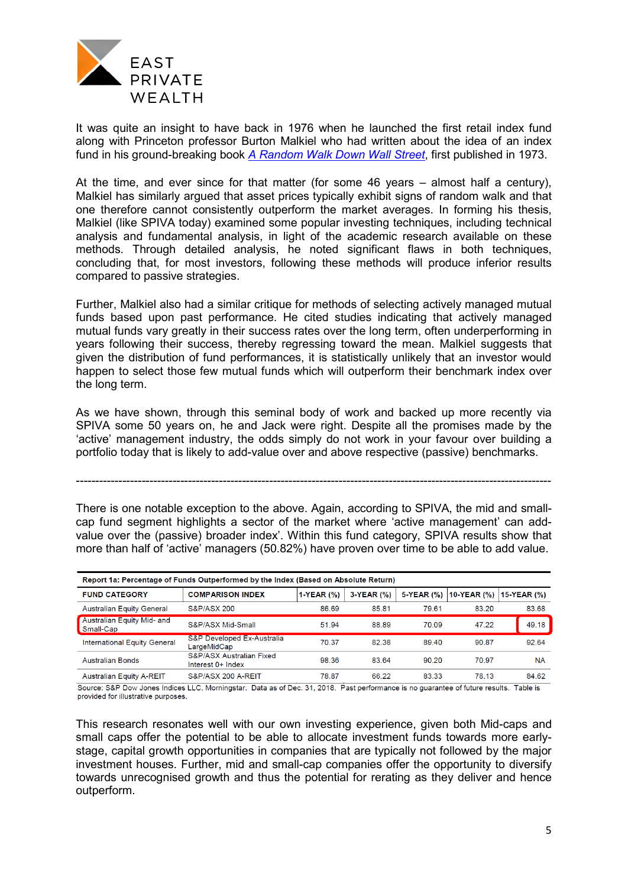It was quite an insight to have back in 1976 when he launched the first retail index fund along with Princeton professor Burton Malkiel who had written about the idea of an index fund in his ground-breaking book *A Random Walk Down Wall Street*, first published in 1973.

At the time, and ever since for that matter (for some 46 years – almost half a century), Malkiel has similarly argued that asset prices typically exhibit signs of random walk and that one therefore cannot consistently outperform the market averages. In forming his thesis, Malkiel (like SPIVA today) examined some popular investing techniques, including technical analysis and fundamental analysis, in light of the academic research available on these methods. Through detailed analysis, he noted significant flaws in both techniques, concluding that, for most investors, following these methods will produce inferior results compared to passive strategies.

Further, Malkiel also had a similar critique for methods of selecting actively managed mutual funds based upon past performance. He cited studies indicating that actively managed mutual funds vary greatly in their success rates over the long term, often underperforming in years following their success, thereby regressing toward the mean. Malkiel suggests that given the distribution of fund performances, it is statistically unlikely that an investor would happen to select those few mutual funds which will outperform their benchmark index over the long term.

As we have shown, through this seminal body of work and backed up more recently via SPIVA some 50 years on, he and Jack were right. Despite all the promises made by the 'active' management industry, the odds simply do not work in your favour over building a portfolio today that is likely to add-value over and above respective (passive) benchmarks.

---

There is one notable exception to the above. Again, according to SPIVA, the mid and small-cap fund segment highlights a sector of the market where 'active management' can add-value over the (passive) broader index'. Within this fund category, SPIVA results show that more than half of 'active' managers (50.82%) have proven over time to be able to add value.

**Report 1a: Percentage of Funds Outperformed by the Index (Based on Absolute Return)**

| FUND CATEGORY | COMPARISON INDEX | 1-YEAR (%) | 3-YEAR (%) | 5-YEAR (%) | 10-YEAR (%) | 15-YEAR (%) |
|---|---|---|---|---|---|---|
| Australian Equity General | S&P/ASX 200 | 86.69 | 85.81 | 79.61 | 83.20 | 83.68 |
| Australian Equity Mid- and Small-Cap | S&P/ASX Mid-Small | 51.94 | 88.89 | 70.09 | 47.22 | 49.18 |
| International Equity General | S&P Developed Ex-Australia LargeMidCap | 70.37 | 82.38 | 89.40 | 90.87 | 92.64 |
| Australian Bonds | S&P/ASX Australian Fixed Interest 0+ Index | 98.36 | 83.64 | 90.20 | 70.97 | NA |
| Australian Equity A-REIT | S&P/ASX 200 A-REIT | 78.87 | 66.22 | 83.33 | 78.13 | 84.62 |

Source: S&P Dow Jones Indices LLC, Morningstar. Data as of Dec. 31, 2018. Past performance is no guarantee of future results. Table is provided for illustrative purposes.

This research resonates well with our own investing experience, given both Mid-caps and small caps offer the potential to be able to allocate investment funds towards more early-stage, capital growth opportunities in companies that are typically not followed by the major investment houses. Further, mid and small-cap companies offer the opportunity to diversify towards unrecognised growth and thus the potential for rerating as they deliver and hence outperform.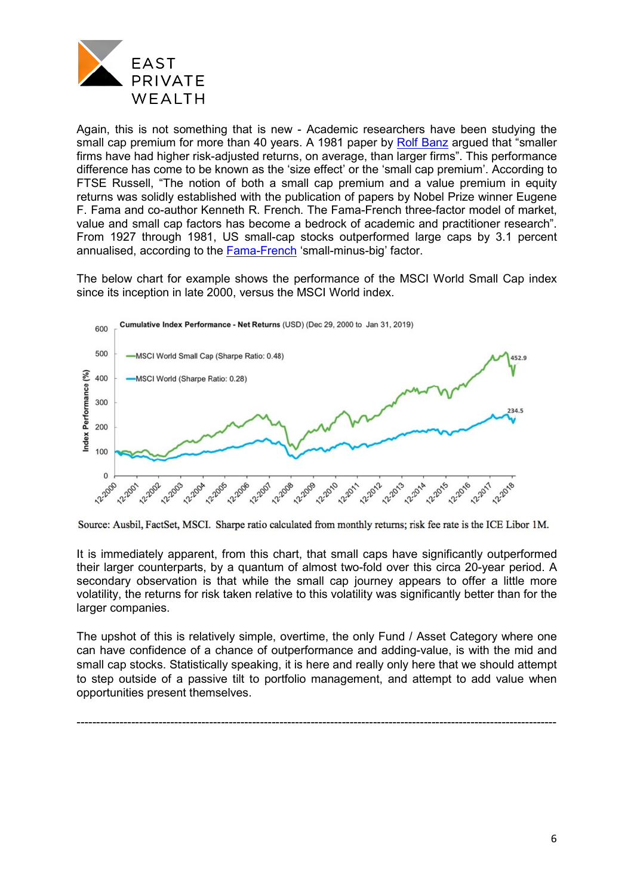Again, this is not something that is new - Academic researchers have been studying the small cap premium for more than 40 years. A 1981 paper by [Rolf Banz] argued that "smaller firms have had higher risk-adjusted returns, on average, than larger firms". This performance difference has come to be known as the 'size effect' or the 'small cap premium'. According to FTSE Russell, "The notion of both a small cap premium and a value premium in equity returns was solidly established with the publication of papers by Nobel Prize winner Eugene F. Fama and co-author Kenneth R. French. The Fama-French three-factor model of market, value and small cap factors has become a bedrock of academic and practitioner research". From 1927 through 1981, US small-cap stocks outperformed large caps by 3.1 percent annualised, according to the [Fama-French] 'small-minus-big' factor.

The below chart for example shows the performance of the MSCI World Small Cap index since its inception in late 2000, versus the MSCI World index.

**Cumulative Index Performance - Net Returns** (USD) (Dec 29, 2000 to Jan 31, 2019)

- MSCI World Small Cap (Sharpe Ratio: 0.48) — 452.9
- MSCI World (Sharpe Ratio: 0.28) — 234.5

Source: Ausbil, FactSet, MSCI. Sharpe ratio calculated from monthly returns; risk fee rate is the ICE Libor 1M.

It is immediately apparent, from this chart, that small caps have significantly outperformed their larger counterparts, by a quantum of almost two-fold over this circa 20-year period. A secondary observation is that while the small cap journey appears to offer a little more volatility, the returns for risk taken relative to this volatility was significantly better than for the larger companies.

The upshot of this is relatively simple, overtime, the only Fund / Asset Category where one can have confidence of a chance of outperformance and adding-value, is with the mid and small cap stocks. Statistically speaking, it is here and really only here that we should attempt to step outside of a passive tilt to portfolio management, and attempt to add value when opportunities present themselves.

---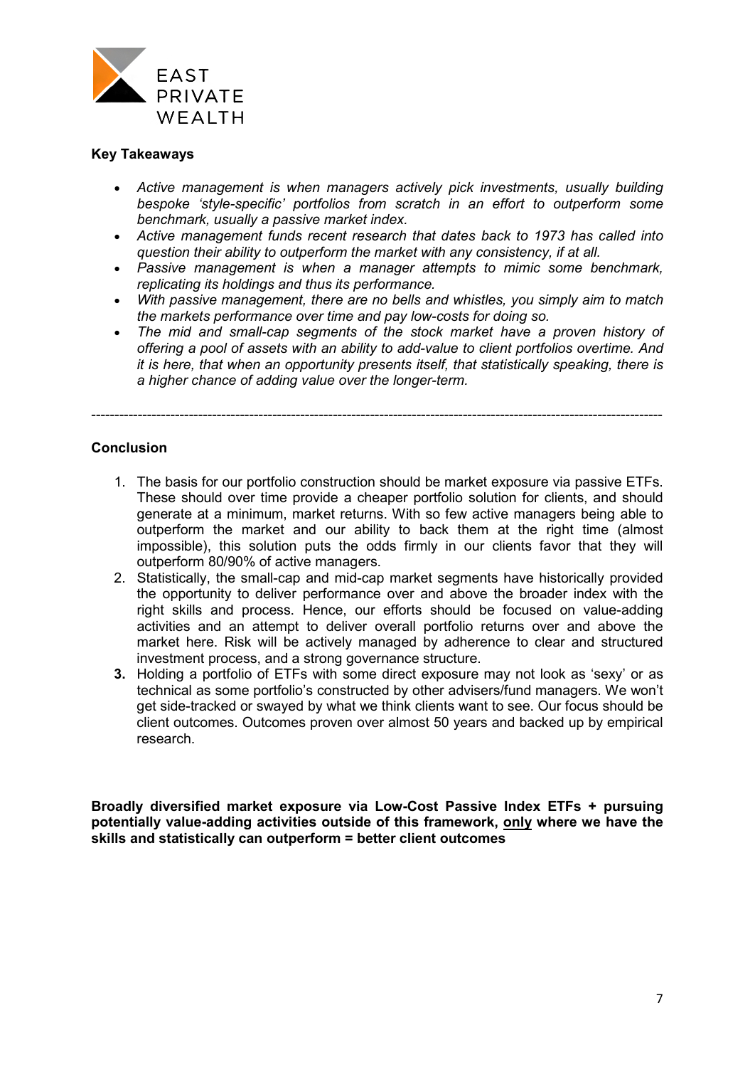EAST PRIVATE WEALTH

**Key Takeaways**

- *Active management is when managers actively pick investments, usually building bespoke 'style-specific' portfolios from scratch in an effort to outperform some benchmark, usually a passive market index.*
- *Active management funds recent research that dates back to 1973 has called into question their ability to outperform the market with any consistency, if at all.*
- *Passive management is when a manager attempts to mimic some benchmark, replicating its holdings and thus its performance.*
- *With passive management, there are no bells and whistles, you simply aim to match the markets performance over time and pay low-costs for doing so.*
- *The mid and small-cap segments of the stock market have a proven history of offering a pool of assets with an ability to add-value to client portfolios overtime. And it is here, that when an opportunity presents itself, that statistically speaking, there is a higher chance of adding value over the longer-term.*

---

**Conclusion**

1. The basis for our portfolio construction should be market exposure via passive ETFs. These should over time provide a cheaper portfolio solution for clients, and should generate at a minimum, market returns. With so few active managers being able to outperform the market and our ability to back them at the right time (almost impossible), this solution puts the odds firmly in our clients favor that they will outperform 80/90% of active managers.
2. Statistically, the small-cap and mid-cap market segments have historically provided the opportunity to deliver performance over and above the broader index with the right skills and process. Hence, our efforts should be focused on value-adding activities and an attempt to deliver overall portfolio returns over and above the market here. Risk will be actively managed by adherence to clear and structured investment process, and a strong governance structure.
3. Holding a portfolio of ETFs with some direct exposure may not look as 'sexy' or as technical as some portfolio's constructed by other advisers/fund managers. We won't get side-tracked or swayed by what we think clients want to see. Our focus should be client outcomes. Outcomes proven over almost 50 years and backed up by empirical research.

**Broadly diversified market exposure via Low-Cost Passive Index ETFs + pursuing potentially value-adding activities outside of this framework, only where we have the skills and statistically can outperform = better client outcomes**